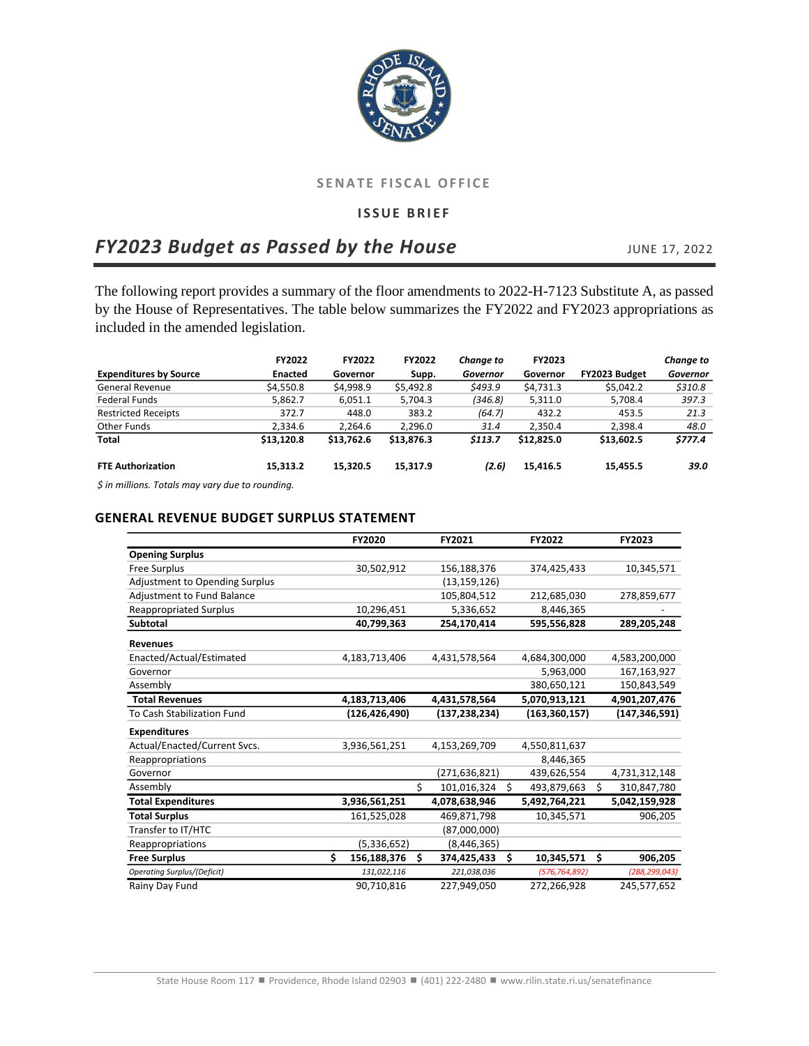SENATE FISCAL OFFICE

ISSUE BRIEF

# *FY2023 Budget as Passed by the House*

JUNE 17, 2022

The following report provides a summary of the floor amendments to 2022-H-7123 Substitute A, as passed by the House of Representatives. The table below summarizes the FY2022 and FY2023 appropriations as included in the amended legislation.

| Expenditures by Source | FY2022 Enacted | FY2022 Governor | FY2022 Supp. | *Change to Governor* | FY2023 Governor | FY2023 Budget | *Change to Governor* |
|---|---|---|---|---|---|---|---|
| General Revenue | $4,550.8 | $4,998.9 | $5,492.8 | *$493.9* | $4,731.3 | $5,042.2 | *$310.8* |
| Federal Funds | 5,862.7 | 6,051.1 | 5,704.3 | *(346.8)* | 5,311.0 | 5,708.4 | *397.3* |
| Restricted Receipts | 372.7 | 448.0 | 383.2 | *(64.7)* | 432.2 | 453.5 | *21.3* |
| Other Funds | 2,334.6 | 2,264.6 | 2,296.0 | *31.4* | 2,350.4 | 2,398.4 | *48.0* |
| **Total** | **$13,120.8** | **$13,762.6** | **$13,876.3** | ***$113.7*** | **$12,825.0** | **$13,602.5** | ***$777.4*** |
| | | | | | | | |
| **FTE Authorization** | **15,313.2** | **15,320.5** | **15,317.9** | ***(2.6)*** | **15,416.5** | **15,455.5** | ***39.0*** |

*$ in millions. Totals may vary due to rounding.*

### GENERAL REVENUE BUDGET SURPLUS STATEMENT

| | FY2020 | FY2021 | FY2022 | FY2023 |
|---|---|---|---|---|
| **Opening Surplus** | | | | |
| Free Surplus | 30,502,912 | 156,188,376 | 374,425,433 | 10,345,571 |
| Adjustment to Opending Surplus | | (13,159,126) | | |
| Adjustment to Fund Balance | | 105,804,512 | 212,685,030 | 278,859,677 |
| Reappropriated Surplus | 10,296,451 | 5,336,652 | 8,446,365 | - |
| **Subtotal** | **40,799,363** | **254,170,414** | **595,556,828** | **289,205,248** |
| **Revenues** | | | | |
| Enacted/Actual/Estimated | 4,183,713,406 | 4,431,578,564 | 4,684,300,000 | 4,583,200,000 |
| Governor | | | 5,963,000 | 167,163,927 |
| Assembly | | | 380,650,121 | 150,843,549 |
| **Total Revenues** | **4,183,713,406** | **4,431,578,564** | **5,070,913,121** | **4,901,207,476** |
| To Cash Stabilization Fund | **(126,426,490)** | **(137,238,234)** | **(163,360,157)** | **(147,346,591)** |
| **Expenditures** | | | | |
| Actual/Enacted/Current Svcs. | 3,936,561,251 | 4,153,269,709 | 4,550,811,637 | |
| Reappropriations | | | 8,446,365 | |
| Governor | | (271,636,821) | 439,626,554 | 4,731,312,148 |
| Assembly | | $ 101,016,324 | $ 493,879,663 | $ 310,847,780 |
| **Total Expenditures** | **3,936,561,251** | **4,078,638,946** | **5,492,764,221** | **5,042,159,928** |
| **Total Surplus** | 161,525,028 | 469,871,798 | 10,345,571 | 906,205 |
| Transfer to IT/HTC | | (87,000,000) | | |
| Reappropriations | (5,336,652) | (8,446,365) | | |
| **Free Surplus** | **$ 156,188,376** | **$ 374,425,433** | **$ 10,345,571** | **$ 906,205** |
| *Operating Surplus/(Deficit)* | *131,022,116* | *221,038,036* | *(576,764,892)* | *(288,299,043)* |
| Rainy Day Fund | 90,710,816 | 227,949,050 | 272,266,928 | 245,577,652 |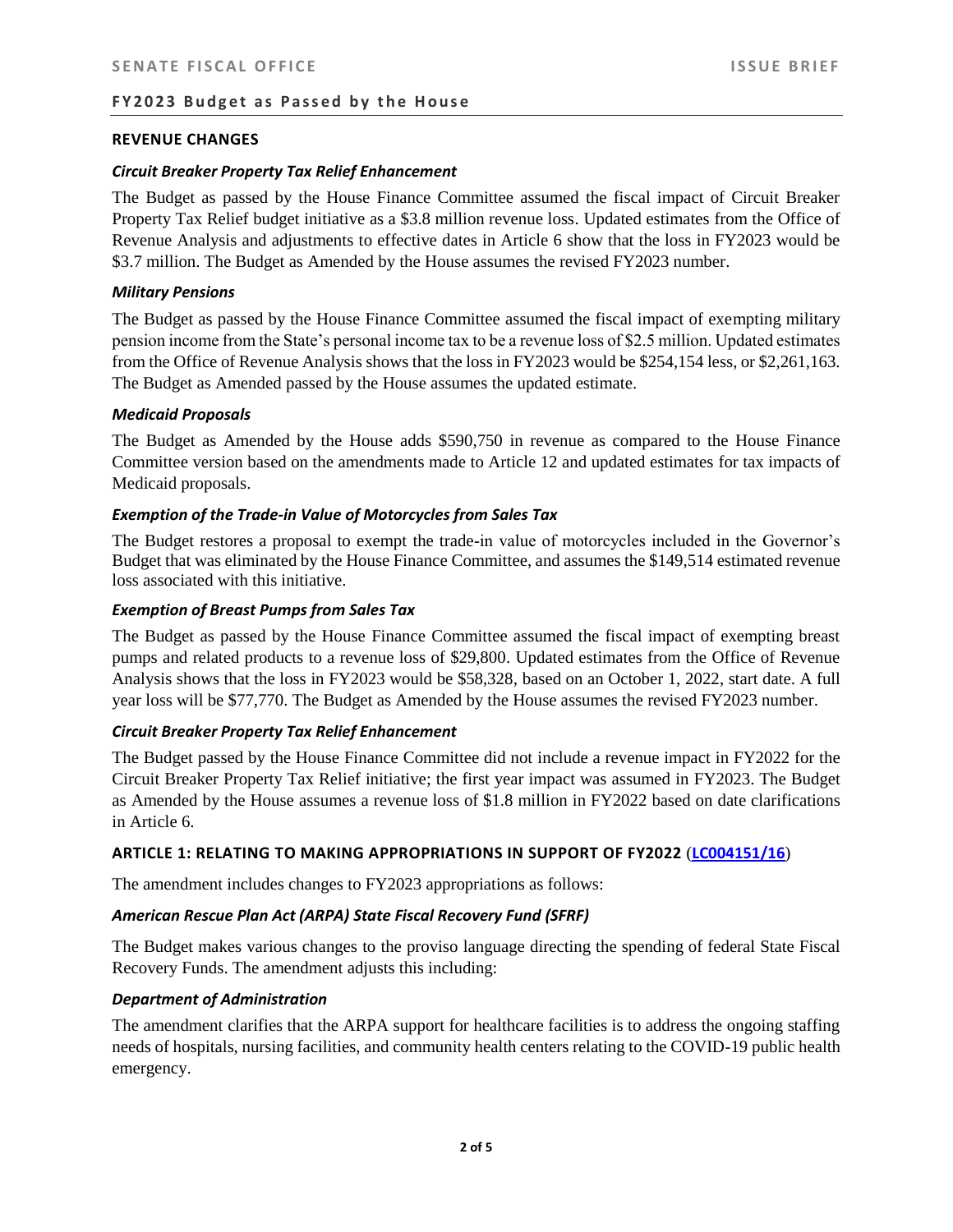## REVENUE CHANGES

### *Circuit Breaker Property Tax Relief Enhancement*

The Budget as passed by the House Finance Committee assumed the fiscal impact of Circuit Breaker Property Tax Relief budget initiative as a $3.8 million revenue loss. Updated estimates from the Office of Revenue Analysis and adjustments to effective dates in Article 6 show that the loss in FY2023 would be $3.7 million. The Budget as Amended by the House assumes the revised FY2023 number.

### *Military Pensions*

The Budget as passed by the House Finance Committee assumed the fiscal impact of exempting military pension income from the State's personal income tax to be a revenue loss of $2.5 million. Updated estimates from the Office of Revenue Analysis shows that the loss in FY2023 would be $254,154 less, or $2,261,163. The Budget as Amended passed by the House assumes the updated estimate.

### *Medicaid Proposals*

The Budget as Amended by the House adds $590,750 in revenue as compared to the House Finance Committee version based on the amendments made to Article 12 and updated estimates for tax impacts of Medicaid proposals.

### *Exemption of the Trade-in Value of Motorcycles from Sales Tax*

The Budget restores a proposal to exempt the trade-in value of motorcycles included in the Governor's Budget that was eliminated by the House Finance Committee, and assumes the $149,514 estimated revenue loss associated with this initiative.

### *Exemption of Breast Pumps from Sales Tax*

The Budget as passed by the House Finance Committee assumed the fiscal impact of exempting breast pumps and related products to a revenue loss of $29,800. Updated estimates from the Office of Revenue Analysis shows that the loss in FY2023 would be $58,328, based on an October 1, 2022, start date. A full year loss will be $77,770. The Budget as Amended by the House assumes the revised FY2023 number.

### *Circuit Breaker Property Tax Relief Enhancement*

The Budget passed by the House Finance Committee did not include a revenue impact in FY2022 for the Circuit Breaker Property Tax Relief initiative; the first year impact was assumed in FY2023. The Budget as Amended by the House assumes a revenue loss of $1.8 million in FY2022 based on date clarifications in Article 6.

## ARTICLE 1: RELATING TO MAKING APPROPRIATIONS IN SUPPORT OF FY2022 (LC004151/16)

The amendment includes changes to FY2023 appropriations as follows:

### *American Rescue Plan Act (ARPA) State Fiscal Recovery Fund (SFRF)*

The Budget makes various changes to the proviso language directing the spending of federal State Fiscal Recovery Funds. The amendment adjusts this including:

### *Department of Administration*

The amendment clarifies that the ARPA support for healthcare facilities is to address the ongoing staffing needs of hospitals, nursing facilities, and community health centers relating to the COVID-19 public health emergency.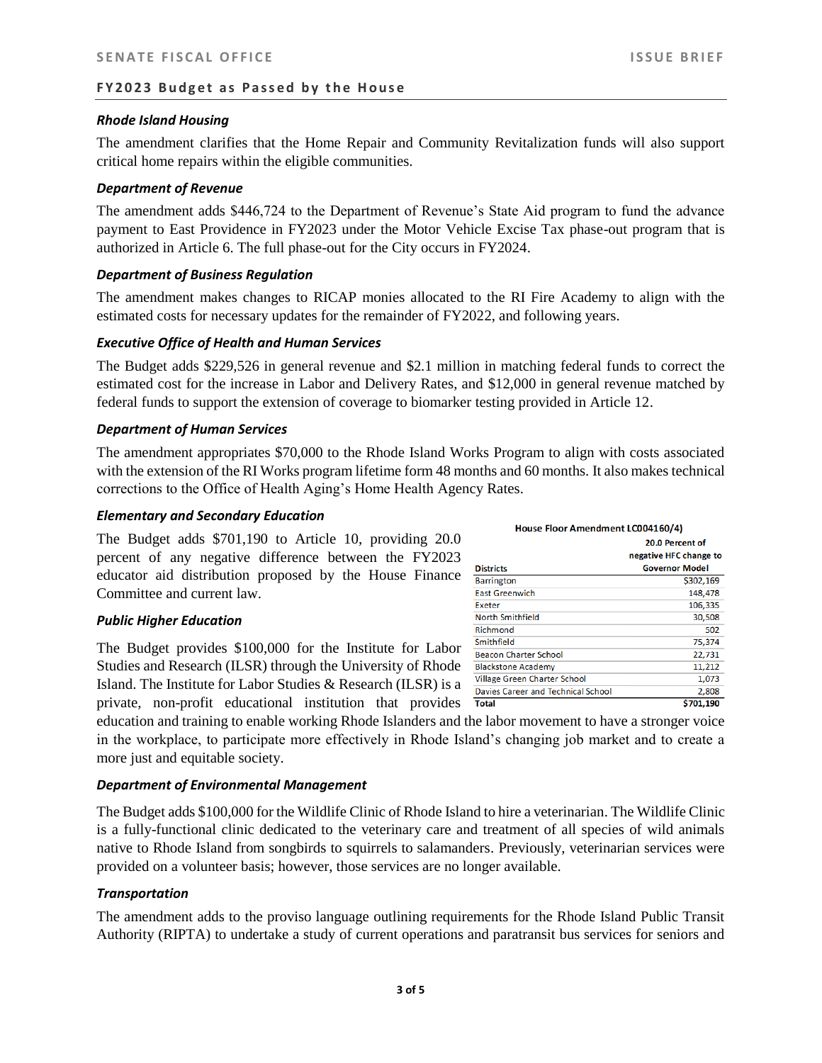#### *Rhode Island Housing*

The amendment clarifies that the Home Repair and Community Revitalization funds will also support critical home repairs within the eligible communities.

#### *Department of Revenue*

The amendment adds $446,724 to the Department of Revenue's State Aid program to fund the advance payment to East Providence in FY2023 under the Motor Vehicle Excise Tax phase-out program that is authorized in Article 6. The full phase-out for the City occurs in FY2024.

#### *Department of Business Regulation*

The amendment makes changes to RICAP monies allocated to the RI Fire Academy to align with the estimated costs for necessary updates for the remainder of FY2022, and following years.

#### *Executive Office of Health and Human Services*

The Budget adds $229,526 in general revenue and $2.1 million in matching federal funds to correct the estimated cost for the increase in Labor and Delivery Rates, and $12,000 in general revenue matched by federal funds to support the extension of coverage to biomarker testing provided in Article 12.

#### *Department of Human Services*

The amendment appropriates $70,000 to the Rhode Island Works Program to align with costs associated with the extension of the RI Works program lifetime form 48 months and 60 months. It also makes technical corrections to the Office of Health Aging's Home Health Agency Rates.

#### *Elementary and Secondary Education*

The Budget adds $701,190 to Article 10, providing 20.0 percent of any negative difference between the FY2023 educator aid distribution proposed by the House Finance Committee and current law.

**House Floor Amendment LC004160/4)**

| Districts | 20.0 Percent of negative HFC change to Governor Model |
|---|---:|
| Barrington | $302,169 |
| East Greenwich | 148,478 |
| Exeter | 106,335 |
| North Smithfield | 30,508 |
| Richmond | 502 |
| Smithfield | 75,374 |
| Beacon Charter School | 22,731 |
| Blackstone Academy | 11,212 |
| Village Green Charter School | 1,073 |
| Davies Career and Technical School | 2,808 |
| **Total** | **$701,190** |

#### *Public Higher Education*

The Budget provides $100,000 for the Institute for Labor Studies and Research (ILSR) through the University of Rhode Island. The Institute for Labor Studies & Research (ILSR) is a private, non-profit educational institution that provides education and training to enable working Rhode Islanders and the labor movement to have a stronger voice in the workplace, to participate more effectively in Rhode Island's changing job market and to create a more just and equitable society.

#### *Department of Environmental Management*

The Budget adds $100,000 for the Wildlife Clinic of Rhode Island to hire a veterinarian. The Wildlife Clinic is a fully-functional clinic dedicated to the veterinary care and treatment of all species of wild animals native to Rhode Island from songbirds to squirrels to salamanders. Previously, veterinarian services were provided on a volunteer basis; however, those services are no longer available.

#### *Transportation*

The amendment adds to the proviso language outlining requirements for the Rhode Island Public Transit Authority (RIPTA) to undertake a study of current operations and paratransit bus services for seniors and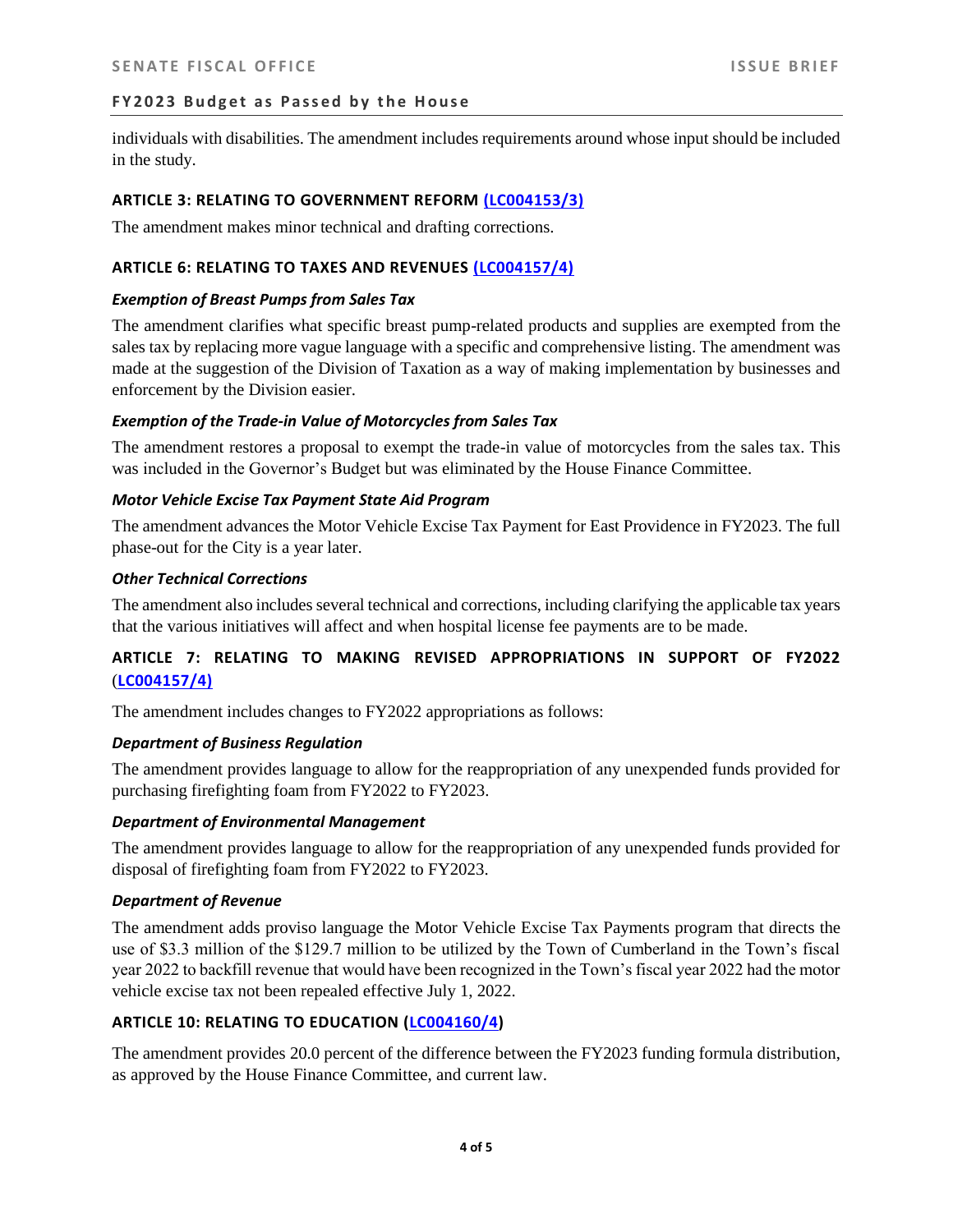individuals with disabilities. The amendment includes requirements around whose input should be included in the study.

### ARTICLE 3: RELATING TO GOVERNMENT REFORM (LC004153/3)

The amendment makes minor technical and drafting corrections.

### ARTICLE 6: RELATING TO TAXES AND REVENUES (LC004157/4)

***Exemption of Breast Pumps from Sales Tax***

The amendment clarifies what specific breast pump-related products and supplies are exempted from the sales tax by replacing more vague language with a specific and comprehensive listing. The amendment was made at the suggestion of the Division of Taxation as a way of making implementation by businesses and enforcement by the Division easier.

***Exemption of the Trade-in Value of Motorcycles from Sales Tax***

The amendment restores a proposal to exempt the trade-in value of motorcycles from the sales tax. This was included in the Governor's Budget but was eliminated by the House Finance Committee.

***Motor Vehicle Excise Tax Payment State Aid Program***

The amendment advances the Motor Vehicle Excise Tax Payment for East Providence in FY2023. The full phase-out for the City is a year later.

***Other Technical Corrections***

The amendment also includes several technical and corrections, including clarifying the applicable tax years that the various initiatives will affect and when hospital license fee payments are to be made.

### ARTICLE 7: RELATING TO MAKING REVISED APPROPRIATIONS IN SUPPORT OF FY2022 (LC004157/4)

The amendment includes changes to FY2022 appropriations as follows:

***Department of Business Regulation***

The amendment provides language to allow for the reappropriation of any unexpended funds provided for purchasing firefighting foam from FY2022 to FY2023.

***Department of Environmental Management***

The amendment provides language to allow for the reappropriation of any unexpended funds provided for disposal of firefighting foam from FY2022 to FY2023.

***Department of Revenue***

The amendment adds proviso language the Motor Vehicle Excise Tax Payments program that directs the use of $3.3 million of the $129.7 million to be utilized by the Town of Cumberland in the Town's fiscal year 2022 to backfill revenue that would have been recognized in the Town's fiscal year 2022 had the motor vehicle excise tax not been repealed effective July 1, 2022.

### ARTICLE 10: RELATING TO EDUCATION (LC004160/4)

The amendment provides 20.0 percent of the difference between the FY2023 funding formula distribution, as approved by the House Finance Committee, and current law.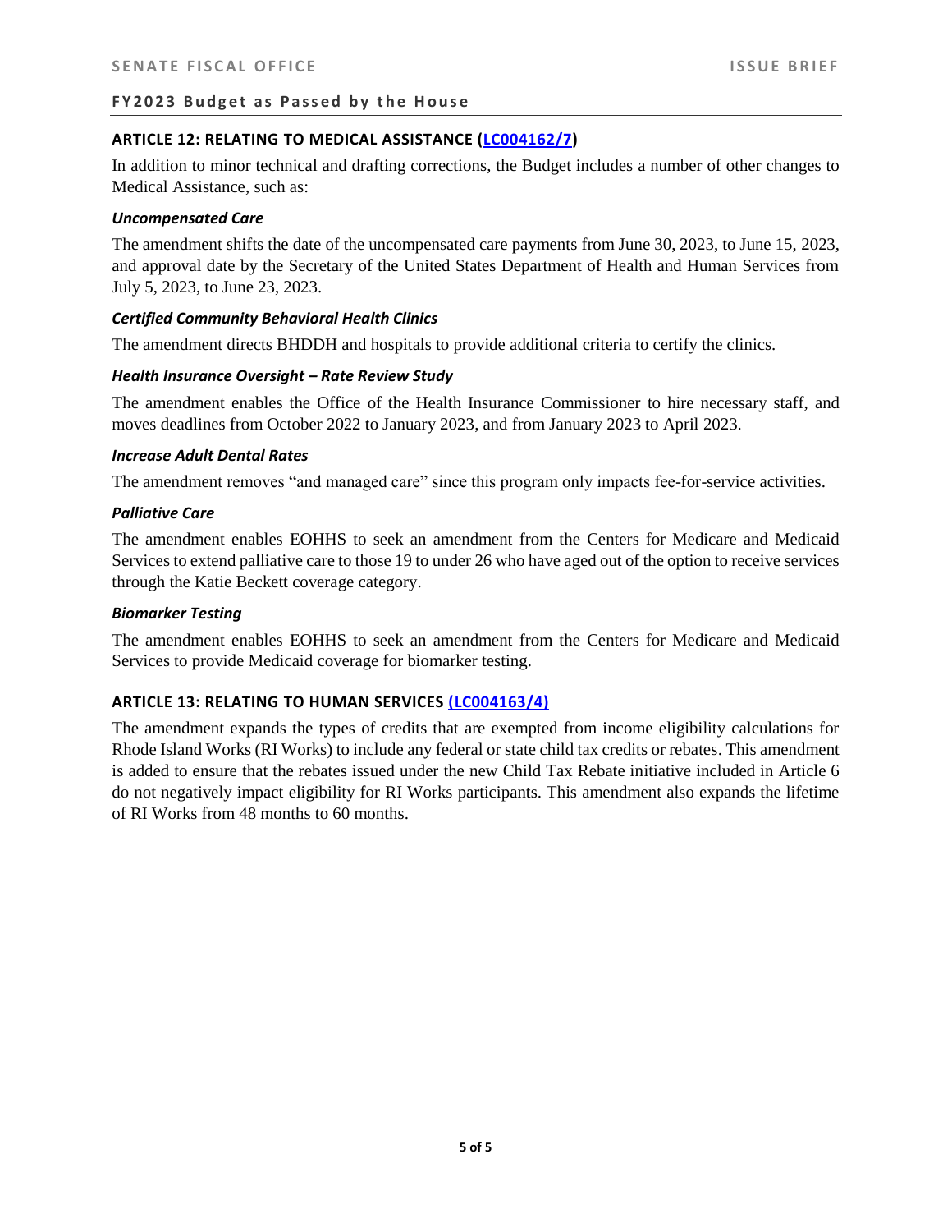## ARTICLE 12: RELATING TO MEDICAL ASSISTANCE (LC004162/7)

In addition to minor technical and drafting corrections, the Budget includes a number of other changes to Medical Assistance, such as:

### *Uncompensated Care*

The amendment shifts the date of the uncompensated care payments from June 30, 2023, to June 15, 2023, and approval date by the Secretary of the United States Department of Health and Human Services from July 5, 2023, to June 23, 2023.

### *Certified Community Behavioral Health Clinics*

The amendment directs BHDDH and hospitals to provide additional criteria to certify the clinics.

### *Health Insurance Oversight – Rate Review Study*

The amendment enables the Office of the Health Insurance Commissioner to hire necessary staff, and moves deadlines from October 2022 to January 2023, and from January 2023 to April 2023.

### *Increase Adult Dental Rates*

The amendment removes "and managed care" since this program only impacts fee-for-service activities.

### *Palliative Care*

The amendment enables EOHHS to seek an amendment from the Centers for Medicare and Medicaid Services to extend palliative care to those 19 to under 26 who have aged out of the option to receive services through the Katie Beckett coverage category.

### *Biomarker Testing*

The amendment enables EOHHS to seek an amendment from the Centers for Medicare and Medicaid Services to provide Medicaid coverage for biomarker testing.

## ARTICLE 13: RELATING TO HUMAN SERVICES (LC004163/4)

The amendment expands the types of credits that are exempted from income eligibility calculations for Rhode Island Works (RI Works) to include any federal or state child tax credits or rebates. This amendment is added to ensure that the rebates issued under the new Child Tax Rebate initiative included in Article 6 do not negatively impact eligibility for RI Works participants. This amendment also expands the lifetime of RI Works from 48 months to 60 months.